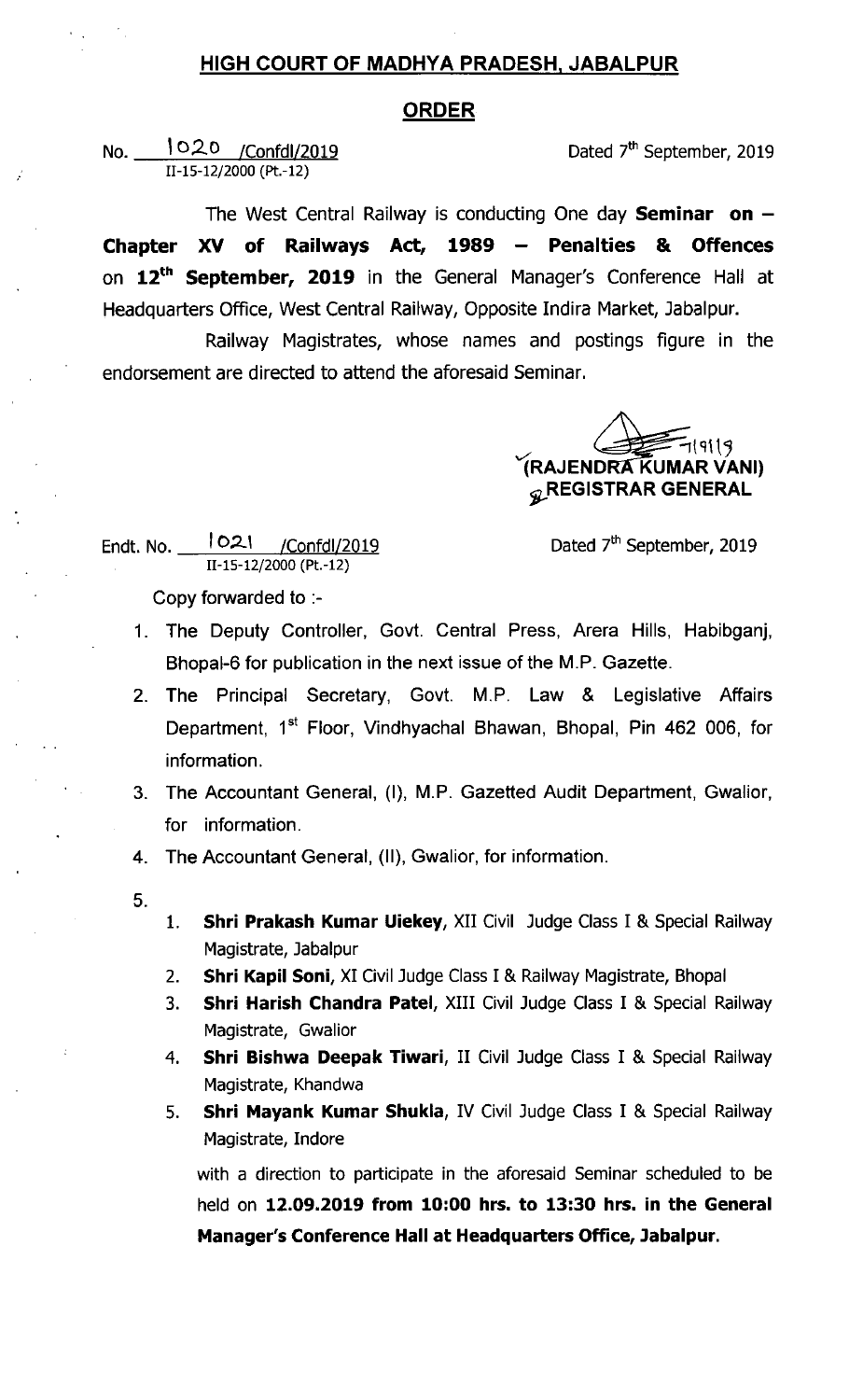## HIGH COURT OF MADHYA PRADESH, JABALPUR

## ORDER

No. 1020 /Confdl/2019
II-15-12/2000 (Pt.-12)

Dated 7th September, 2019

The West Central Railway is conducting One day **Seminar on – Chapter XV of Railways Act, 1989 – Penalties & Offences** on **12th September, 2019** in the General Manager's Conference Hall at Headquarters Office, West Central Railway, Opposite Indira Market, Jabalpur.

Railway Magistrates, whose names and postings figure in the endorsement are directed to attend the aforesaid Seminar.

**(RAJENDRA KUMAR VANI)**
**REGISTRAR GENERAL**

Endt. No. 1021 /Confdl/2019
II-15-12/2000 (Pt.-12)

Dated 7th September, 2019

Copy forwarded to :-

1. The Deputy Controller, Govt. Central Press, Arera Hills, Habibganj, Bhopal-6 for publication in the next issue of the M.P. Gazette.
2. The Principal Secretary, Govt. M.P. Law & Legislative Affairs Department, 1st Floor, Vindhyachal Bhawan, Bhopal, Pin 462 006, for information.
3. The Accountant General, (I), M.P. Gazetted Audit Department, Gwalior, for information.
4. The Accountant General, (II), Gwalior, for information.
5. 
   1. **Shri Prakash Kumar Uiekey**, XII Civil Judge Class I & Special Railway Magistrate, Jabalpur
   2. **Shri Kapil Soni**, XI Civil Judge Class I & Railway Magistrate, Bhopal
   3. **Shri Harish Chandra Patel**, XIII Civil Judge Class I & Special Railway Magistrate, Gwalior
   4. **Shri Bishwa Deepak Tiwari**, II Civil Judge Class I & Special Railway Magistrate, Khandwa
   5. **Shri Mayank Kumar Shukla**, IV Civil Judge Class I & Special Railway Magistrate, Indore

   with a direction to participate in the aforesaid Seminar scheduled to be held on **12.09.2019 from 10:00 hrs. to 13:30 hrs. in the General Manager's Conference Hall at Headquarters Office, Jabalpur.**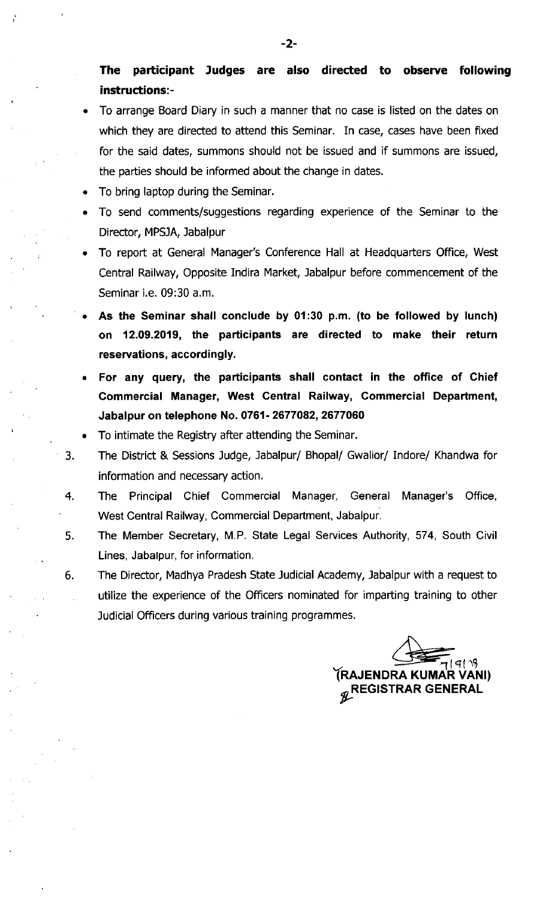**The participant Judges are also directed to observe following instructions:-**

- To arrange Board Diary in such a manner that no case is listed on the dates on which they are directed to attend this Seminar. In case, cases have been fixed for the said dates, summons should not be issued and if summons are issued, the parties should be informed about the change in dates.
- To bring laptop during the Seminar.
- To send comments/suggestions regarding experience of the Seminar to the Director, MPSJA, Jabalpur
- To report at General Manager's Conference Hall at Headquarters Office, West Central Railway, Opposite Indira Market, Jabalpur before commencement of the Seminar i.e. 09:30 a.m.
- **As the Seminar shall conclude by 01:30 p.m. (to be followed by lunch) on 12.09.2019, the participants are directed to make their return reservations, accordingly.**
- **For any query, the participants shall contact in the office of Chief Commercial Manager, West Central Railway, Commercial Department, Jabalpur on telephone No. 0761- 2677082, 2677060**
- To intimate the Registry after attending the Seminar.

3. The District & Sessions Judge, Jabalpur/ Bhopal/ Gwalior/ Indore/ Khandwa for information and necessary action.
4. The Principal Chief Commercial Manager, General Manager's Office, West Central Railway, Commercial Department, Jabalpur.
5. The Member Secretary, M.P. State Legal Services Authority, 574, South Civil Lines, Jabalpur, for information.
6. The Director, Madhya Pradesh State Judicial Academy, Jabalpur with a request to utilize the experience of the Officers nominated for imparting training to other Judicial Officers during various training programmes.

7|9|19

**(RAJENDRA KUMAR VANI)**
**REGISTRAR GENERAL**